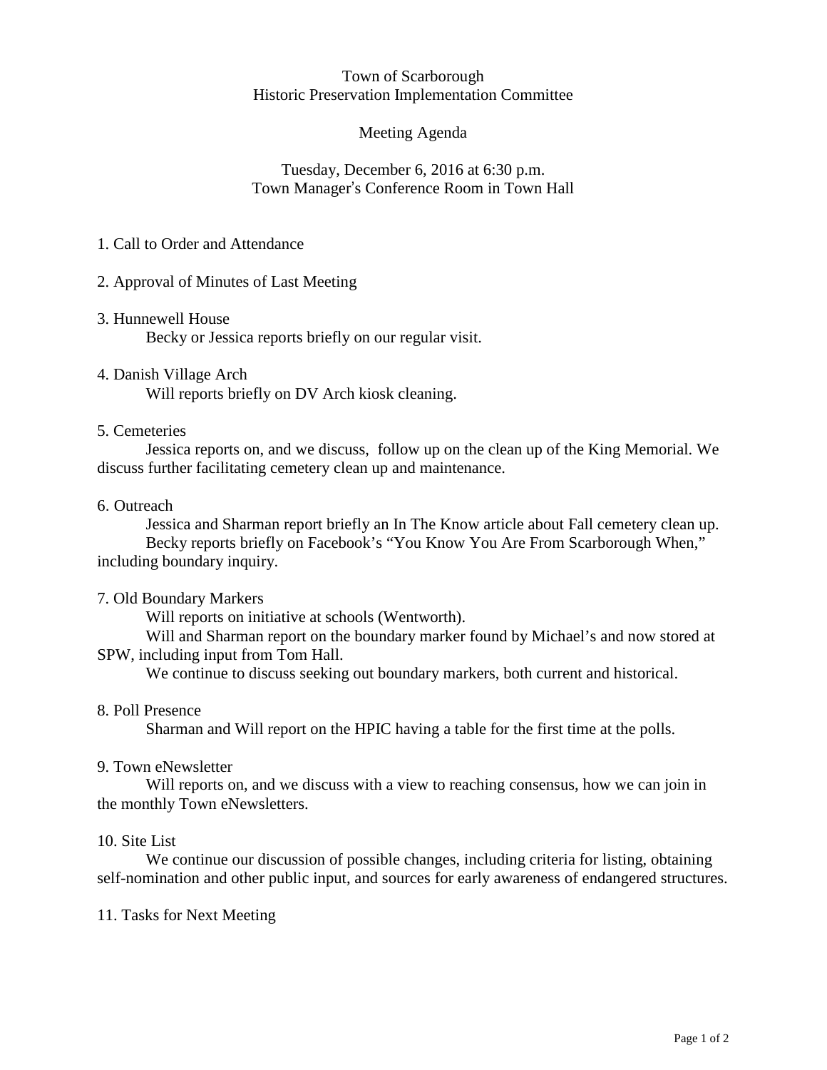Town of Scarborough
Historic Preservation Implementation Committee

Meeting Agenda

Tuesday, December 6, 2016 at 6:30 p.m.
Town Manager's Conference Room in Town Hall

1. Call to Order and Attendance

2. Approval of Minutes of Last Meeting

3. Hunnewell House
   Becky or Jessica reports briefly on our regular visit.

4. Danish Village Arch
   Will reports briefly on DV Arch kiosk cleaning.

5. Cemeteries
   Jessica reports on, and we discuss, follow up on the clean up of the King Memorial. We discuss further facilitating cemetery clean up and maintenance.

6. Outreach
   Jessica and Sharman report briefly an In The Know article about Fall cemetery clean up.
   Becky reports briefly on Facebook's "You Know You Are From Scarborough When," including boundary inquiry.

7. Old Boundary Markers
   Will reports on initiative at schools (Wentworth).
   Will and Sharman report on the boundary marker found by Michael's and now stored at SPW, including input from Tom Hall.
   We continue to discuss seeking out boundary markers, both current and historical.

8. Poll Presence
   Sharman and Will report on the HPIC having a table for the first time at the polls.

9. Town eNewsletter
   Will reports on, and we discuss with a view to reaching consensus, how we can join in the monthly Town eNewsletters.

10. Site List
   We continue our discussion of possible changes, including criteria for listing, obtaining self-nomination and other public input, and sources for early awareness of endangered structures.

11. Tasks for Next Meeting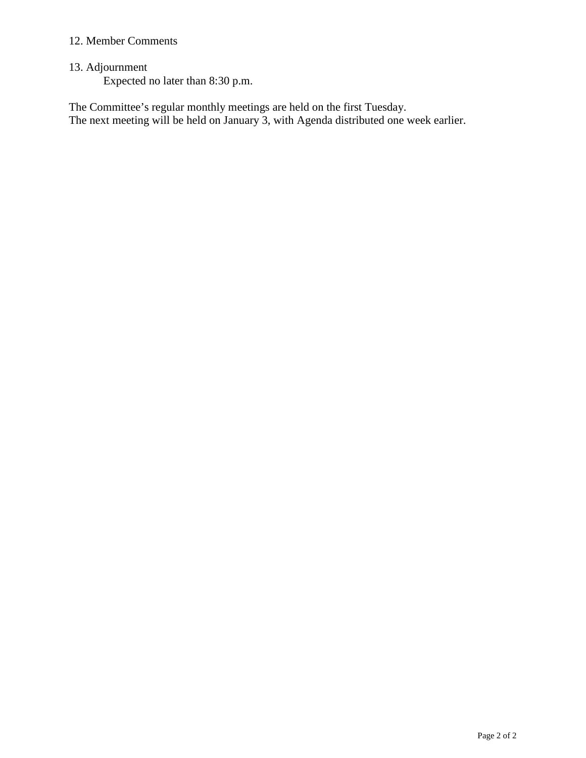12. Member Comments

13. Adjournment

    Expected no later than 8:30 p.m.

The Committee's regular monthly meetings are held on the first Tuesday.
The next meeting will be held on January 3, with Agenda distributed one week earlier.